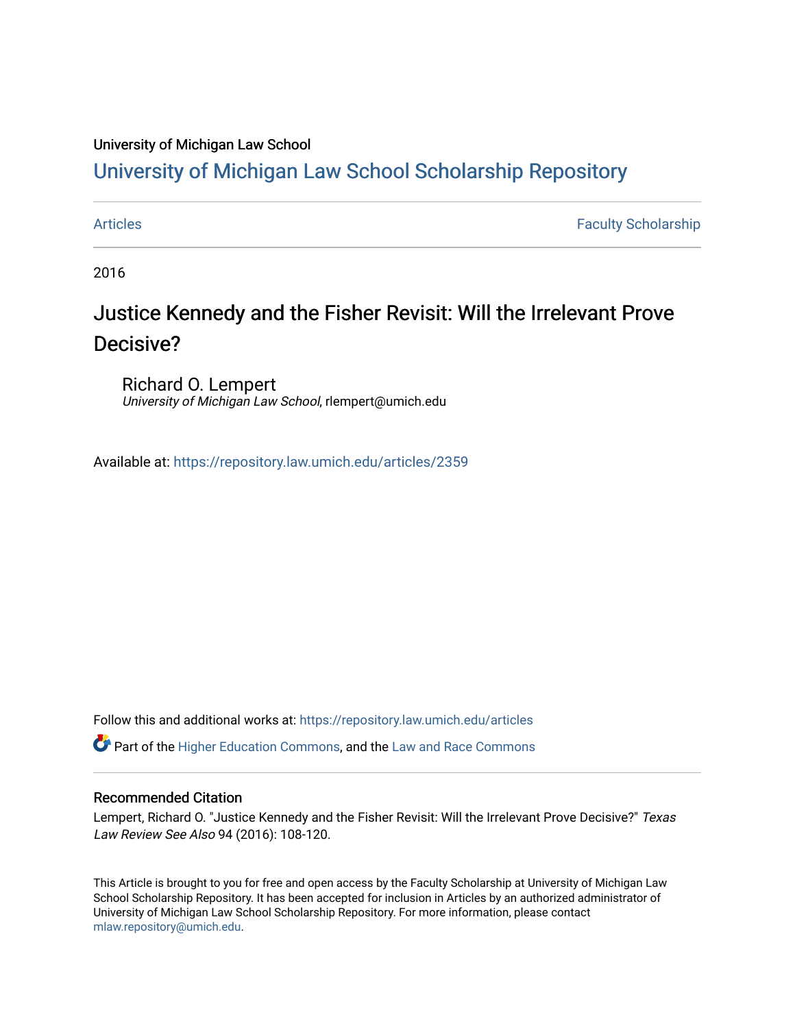University of Michigan Law School

# University of Michigan Law School Scholarship Repository

Articles | Faculty Scholarship

2016

## Justice Kennedy and the Fisher Revisit: Will the Irrelevant Prove Decisive?

Richard O. Lempert
*University of Michigan Law School*, rlempert@umich.edu

Available at: https://repository.law.umich.edu/articles/2359

Follow this and additional works at: https://repository.law.umich.edu/articles

Part of the Higher Education Commons, and the Law and Race Commons

### Recommended Citation

Lempert, Richard O. "Justice Kennedy and the Fisher Revisit: Will the Irrelevant Prove Decisive?" *Texas Law Review See Also* 94 (2016): 108-120.

This Article is brought to you for free and open access by the Faculty Scholarship at University of Michigan Law School Scholarship Repository. It has been accepted for inclusion in Articles by an authorized administrator of University of Michigan Law School Scholarship Repository. For more information, please contact mlaw.repository@umich.edu.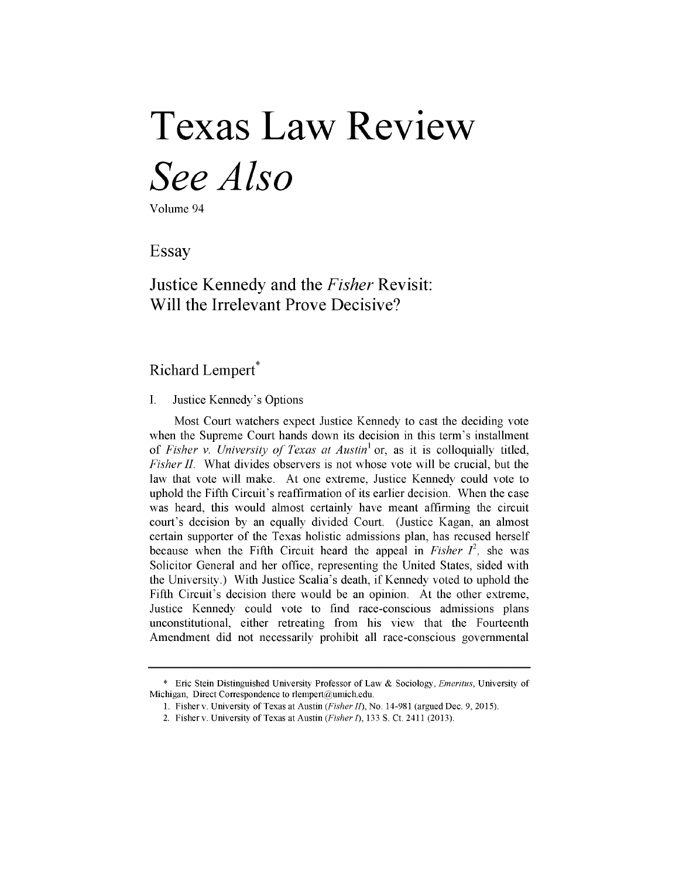# Texas Law Review

# *See Also*

Volume 94

## Essay

## Justice Kennedy and the *Fisher* Revisit: Will the Irrelevant Prove Decisive?

Richard Lempert*

### I. Justice Kennedy's Options

Most Court watchers expect Justice Kennedy to cast the deciding vote when the Supreme Court hands down its decision in this term's installment of *Fisher v. University of Texas at Austin*[1] or, as it is colloquially titled, *Fisher II*. What divides observers is not whose vote will be crucial, but the law that vote will make. At one extreme, Justice Kennedy could vote to uphold the Fifth Circuit's reaffirmation of its earlier decision. When the case was heard, this would almost certainly have meant affirming the circuit court's decision by an equally divided Court. (Justice Kagan, an almost certain supporter of the Texas holistic admissions plan, has recused herself because when the Fifth Circuit heard the appeal in *Fisher I*[2], she was Solicitor General and her office, representing the United States, sided with the University.) With Justice Scalia's death, if Kennedy voted to uphold the Fifth Circuit's decision there would be an opinion. At the other extreme, Justice Kennedy could vote to find race-conscious admissions plans unconstitutional, either retreating from his view that the Fourteenth Amendment did not necessarily prohibit all race-conscious governmental

---

\* Eric Stein Distinguished University Professor of Law & Sociology, *Emeritus*, University of Michigan, Direct Correspondence to rlempert@umich.edu.

1. Fisher v. University of Texas at Austin (*Fisher II*), No. 14-981 (argued Dec. 9, 2015).
2. Fisher v. University of Texas at Austin (*Fisher I*), 133 S. Ct. 2411 (2013).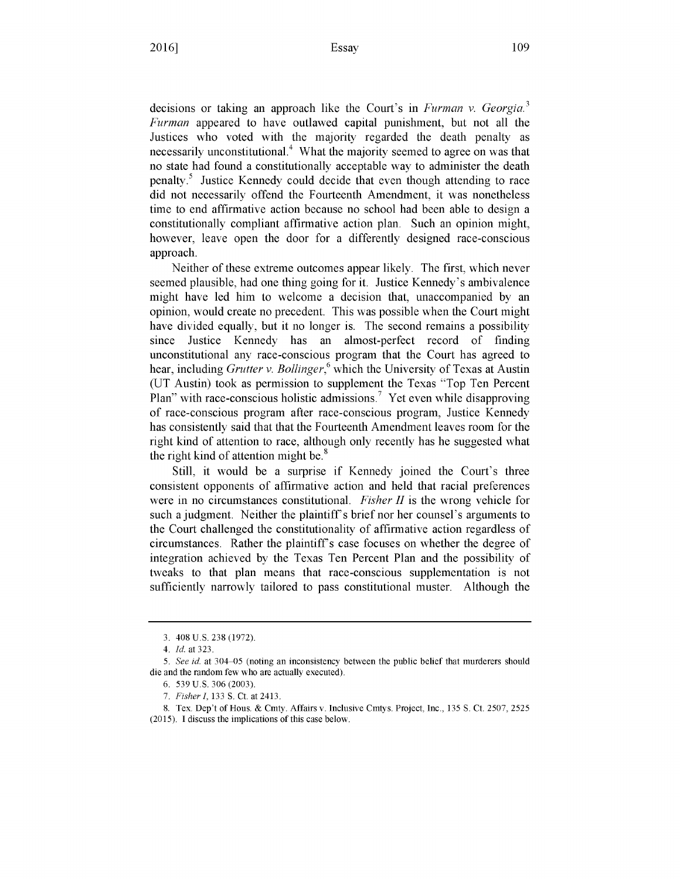decisions or taking an approach like the Court's in *Furman v. Georgia*.[3] *Furman* appeared to have outlawed capital punishment, but not all the Justices who voted with the majority regarded the death penalty as necessarily unconstitutional.[4] What the majority seemed to agree on was that no state had found a constitutionally acceptable way to administer the death penalty.[5] Justice Kennedy could decide that even though attending to race did not necessarily offend the Fourteenth Amendment, it was nonetheless time to end affirmative action because no school had been able to design a constitutionally compliant affirmative action plan. Such an opinion might, however, leave open the door for a differently designed race-conscious approach.

Neither of these extreme outcomes appear likely. The first, which never seemed plausible, had one thing going for it. Justice Kennedy's ambivalence might have led him to welcome a decision that, unaccompanied by an opinion, would create no precedent. This was possible when the Court might have divided equally, but it no longer is. The second remains a possibility since Justice Kennedy has an almost-perfect record of finding unconstitutional any race-conscious program that the Court has agreed to hear, including *Grutter v. Bollinger*,[6] which the University of Texas at Austin (UT Austin) took as permission to supplement the Texas "Top Ten Percent Plan" with race-conscious holistic admissions.[7] Yet even while disapproving of race-conscious program after race-conscious program, Justice Kennedy has consistently said that that the Fourteenth Amendment leaves room for the right kind of attention to race, although only recently has he suggested what the right kind of attention might be.[8]

Still, it would be a surprise if Kennedy joined the Court's three consistent opponents of affirmative action and held that racial preferences were in no circumstances constitutional. *Fisher II* is the wrong vehicle for such a judgment. Neither the plaintiff's brief nor her counsel's arguments to the Court challenged the constitutionality of affirmative action regardless of circumstances. Rather the plaintiff's case focuses on whether the degree of integration achieved by the Texas Ten Percent Plan and the possibility of tweaks to that plan means that race-conscious supplementation is not sufficiently narrowly tailored to pass constitutional muster. Although the

---

3. 408 U.S. 238 (1972).

4. *Id.* at 323.

5. *See id.* at 304–05 (noting an inconsistency between the public belief that murderers should die and the random few who are actually executed).

6. 539 U.S. 306 (2003).

7. *Fisher I*, 133 S. Ct. at 2413.

8. Tex. Dep't of Hous. & Cmty. Affairs v. Inclusive Cmtys. Project, Inc., 135 S. Ct. 2507, 2525 (2015). I discuss the implications of this case below.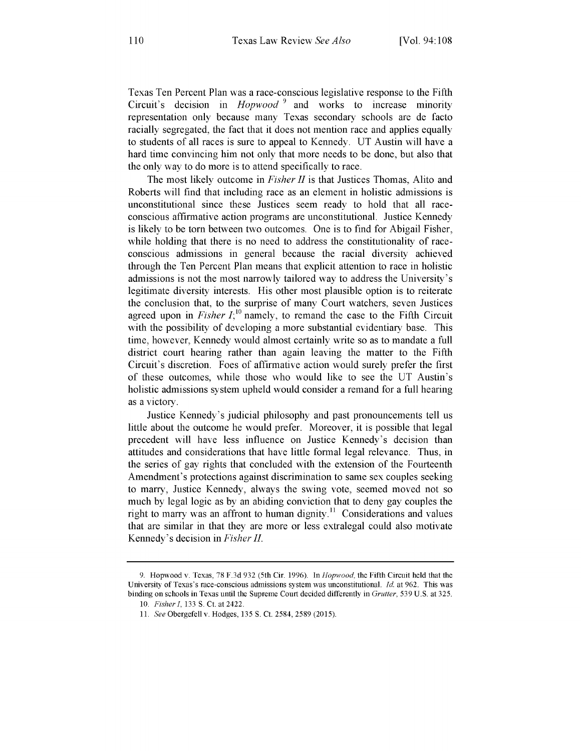Texas Ten Percent Plan was a race-conscious legislative response to the Fifth Circuit's decision in *Hopwood*[9] and works to increase minority representation only because many Texas secondary schools are de facto racially segregated, the fact that it does not mention race and applies equally to students of all races is sure to appeal to Kennedy. UT Austin will have a hard time convincing him not only that more needs to be done, but also that the only way to do more is to attend specifically to race.

The most likely outcome in *Fisher II* is that Justices Thomas, Alito and Roberts will find that including race as an element in holistic admissions is unconstitutional since these Justices seem ready to hold that all race-conscious affirmative action programs are unconstitutional. Justice Kennedy is likely to be torn between two outcomes. One is to find for Abigail Fisher, while holding that there is no need to address the constitutionality of race-conscious admissions in general because the racial diversity achieved through the Ten Percent Plan means that explicit attention to race in holistic admissions is not the most narrowly tailored way to address the University's legitimate diversity interests. His other most plausible option is to reiterate the conclusion that, to the surprise of many Court watchers, seven Justices agreed upon in *Fisher I*;[10] namely, to remand the case to the Fifth Circuit with the possibility of developing a more substantial evidentiary base. This time, however, Kennedy would almost certainly write so as to mandate a full district court hearing rather than again leaving the matter to the Fifth Circuit's discretion. Foes of affirmative action would surely prefer the first of these outcomes, while those who would like to see the UT Austin's holistic admissions system upheld would consider a remand for a full hearing as a victory.

Justice Kennedy's judicial philosophy and past pronouncements tell us little about the outcome he would prefer. Moreover, it is possible that legal precedent will have less influence on Justice Kennedy's decision than attitudes and considerations that have little formal legal relevance. Thus, in the series of gay rights that concluded with the extension of the Fourteenth Amendment's protections against discrimination to same sex couples seeking to marry, Justice Kennedy, always the swing vote, seemed moved not so much by legal logic as by an abiding conviction that to deny gay couples the right to marry was an affront to human dignity.[11] Considerations and values that are similar in that they are more or less extralegal could also motivate Kennedy's decision in *Fisher II*.

---

9. Hopwood v. Texas, 78 F.3d 932 (5th Cir. 1996). In *Hopwood*, the Fifth Circuit held that the University of Texas's race-conscious admissions system was unconstitutional. *Id.* at 962. This was binding on schools in Texas until the Supreme Court decided differently in *Grutter*, 539 U.S. at 325.

10. *Fisher I*, 133 S. Ct. at 2422.

11. *See* Obergefell v. Hodges, 135 S. Ct. 2584, 2589 (2015).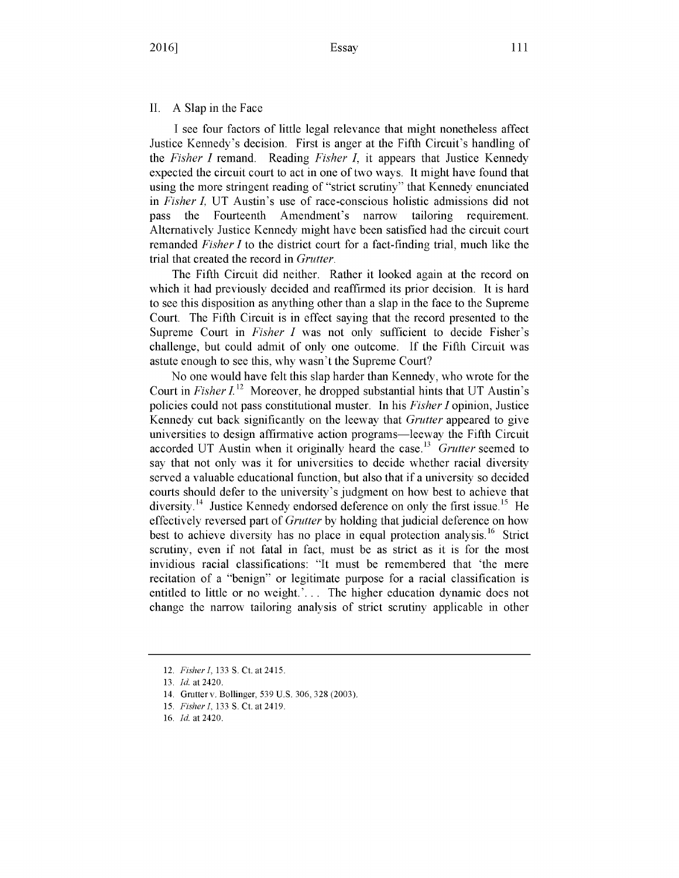## II. A Slap in the Face

I see four factors of little legal relevance that might nonetheless affect Justice Kennedy's decision. First is anger at the Fifth Circuit's handling of the *Fisher I* remand. Reading *Fisher I*, it appears that Justice Kennedy expected the circuit court to act in one of two ways. It might have found that using the more stringent reading of "strict scrutiny" that Kennedy enunciated in *Fisher I*, UT Austin's use of race-conscious holistic admissions did not pass the Fourteenth Amendment's narrow tailoring requirement. Alternatively Justice Kennedy might have been satisfied had the circuit court remanded *Fisher I* to the district court for a fact-finding trial, much like the trial that created the record in *Grutter*.

The Fifth Circuit did neither. Rather it looked again at the record on which it had previously decided and reaffirmed its prior decision. It is hard to see this disposition as anything other than a slap in the face to the Supreme Court. The Fifth Circuit is in effect saying that the record presented to the Supreme Court in *Fisher I* was not only sufficient to decide Fisher's challenge, but could admit of only one outcome. If the Fifth Circuit was astute enough to see this, why wasn't the Supreme Court?

No one would have felt this slap harder than Kennedy, who wrote for the Court in *Fisher I*.[12] Moreover, he dropped substantial hints that UT Austin's policies could not pass constitutional muster. In his *Fisher I* opinion, Justice Kennedy cut back significantly on the leeway that *Grutter* appeared to give universities to design affirmative action programs—leeway the Fifth Circuit accorded UT Austin when it originally heard the case.[13] *Grutter* seemed to say that not only was it for universities to decide whether racial diversity served a valuable educational function, but also that if a university so decided courts should defer to the university's judgment on how best to achieve that diversity.[14] Justice Kennedy endorsed deference on only the first issue.[15] He effectively reversed part of *Grutter* by holding that judicial deference on how best to achieve diversity has no place in equal protection analysis.[16] Strict scrutiny, even if not fatal in fact, must be as strict as it is for the most invidious racial classifications: "It must be remembered that 'the mere recitation of a "benign" or legitimate purpose for a racial classification is entitled to little or no weight.'. . . The higher education dynamic does not change the narrow tailoring analysis of strict scrutiny applicable in other

---

12. *Fisher I*, 133 S. Ct. at 2415.
13. *Id.* at 2420.
14. Grutter v. Bollinger, 539 U.S. 306, 328 (2003).
15. *Fisher I*, 133 S. Ct. at 2419.
16. *Id.* at 2420.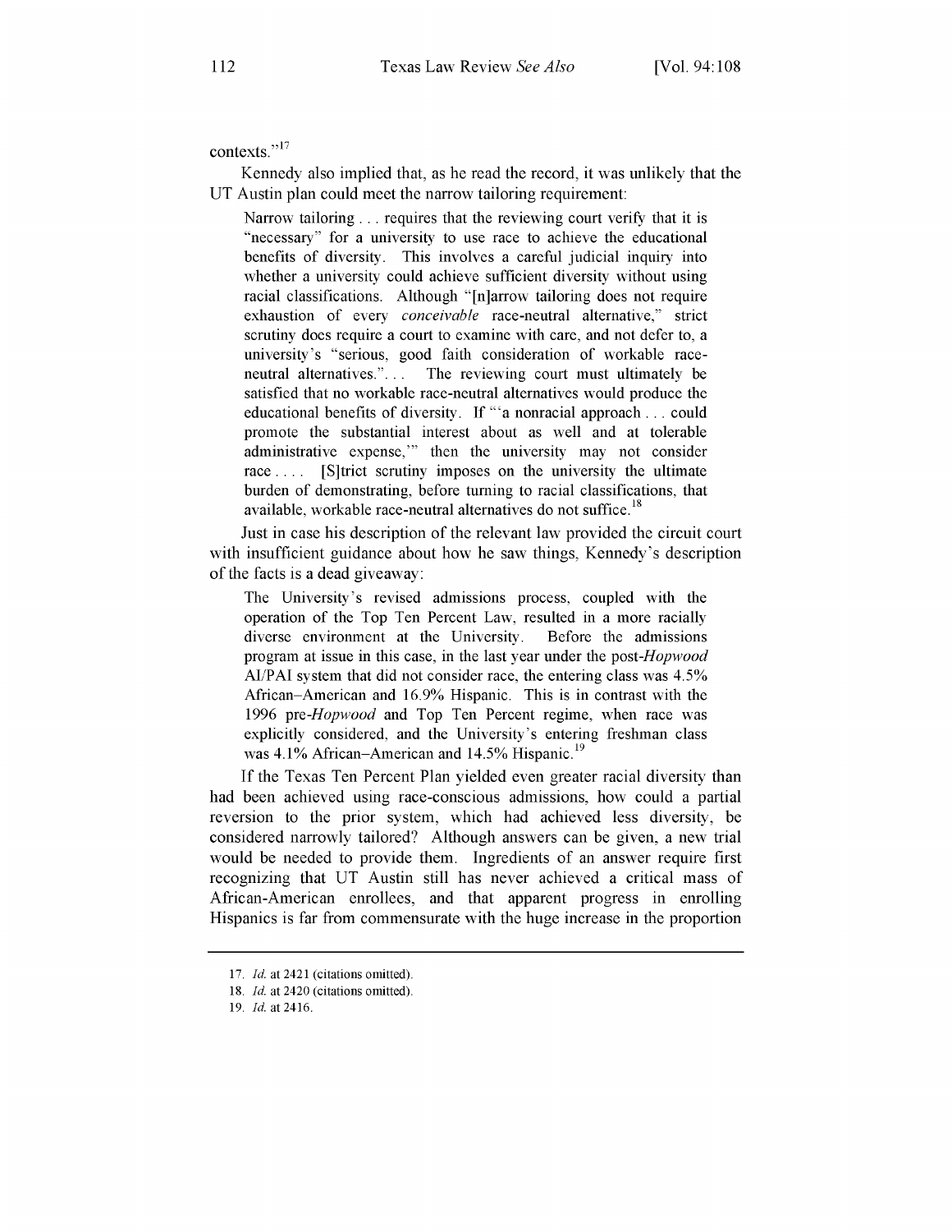contexts."[17]

Kennedy also implied that, as he read the record, it was unlikely that the UT Austin plan could meet the narrow tailoring requirement:

> Narrow tailoring . . . requires that the reviewing court verify that it is "necessary" for a university to use race to achieve the educational benefits of diversity. This involves a careful judicial inquiry into whether a university could achieve sufficient diversity without using racial classifications. Although "[n]arrow tailoring does not require exhaustion of every *conceivable* race-neutral alternative," strict scrutiny does require a court to examine with care, and not defer to, a university's "serious, good faith consideration of workable race-neutral alternatives."... The reviewing court must ultimately be satisfied that no workable race-neutral alternatives would produce the educational benefits of diversity. If "'a nonracial approach . . . could promote the substantial interest about as well and at tolerable administrative expense,'" then the university may not consider race . . . . [S]trict scrutiny imposes on the university the ultimate burden of demonstrating, before turning to racial classifications, that available, workable race-neutral alternatives do not suffice.[18]

Just in case his description of the relevant law provided the circuit court with insufficient guidance about how he saw things, Kennedy's description of the facts is a dead giveaway:

> The University's revised admissions process, coupled with the operation of the Top Ten Percent Law, resulted in a more racially diverse environment at the University. Before the admissions program at issue in this case, in the last year under the post-*Hopwood* AI/PAI system that did not consider race, the entering class was 4.5% African–American and 16.9% Hispanic. This is in contrast with the 1996 pre-*Hopwood* and Top Ten Percent regime, when race was explicitly considered, and the University's entering freshman class was 4.1% African–American and 14.5% Hispanic.[19]

If the Texas Ten Percent Plan yielded even greater racial diversity than had been achieved using race-conscious admissions, how could a partial reversion to the prior system, which had achieved less diversity, be considered narrowly tailored? Although answers can be given, a new trial would be needed to provide them. Ingredients of an answer require first recognizing that UT Austin still has never achieved a critical mass of African-American enrollees, and that apparent progress in enrolling Hispanics is far from commensurate with the huge increase in the proportion

17. *Id.* at 2421 (citations omitted).

18. *Id.* at 2420 (citations omitted).

19. *Id.* at 2416.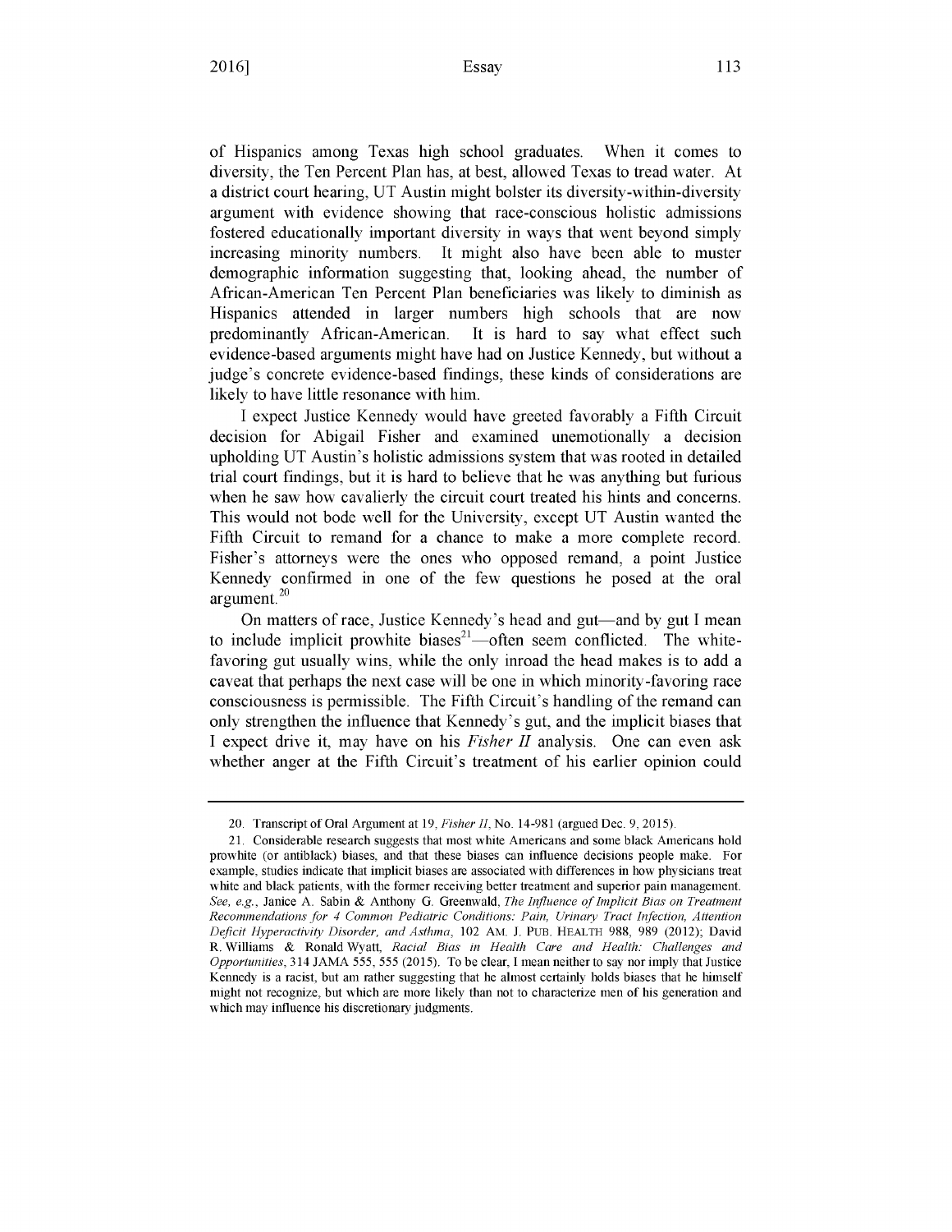of Hispanics among Texas high school graduates. When it comes to diversity, the Ten Percent Plan has, at best, allowed Texas to tread water. At a district court hearing, UT Austin might bolster its diversity-within-diversity argument with evidence showing that race-conscious holistic admissions fostered educationally important diversity in ways that went beyond simply increasing minority numbers. It might also have been able to muster demographic information suggesting that, looking ahead, the number of African-American Ten Percent Plan beneficiaries was likely to diminish as Hispanics attended in larger numbers high schools that are now predominantly African-American. It is hard to say what effect such evidence-based arguments might have had on Justice Kennedy, but without a judge's concrete evidence-based findings, these kinds of considerations are likely to have little resonance with him.

I expect Justice Kennedy would have greeted favorably a Fifth Circuit decision for Abigail Fisher and examined unemotionally a decision upholding UT Austin's holistic admissions system that was rooted in detailed trial court findings, but it is hard to believe that he was anything but furious when he saw how cavalierly the circuit court treated his hints and concerns. This would not bode well for the University, except UT Austin wanted the Fifth Circuit to remand for a chance to make a more complete record. Fisher's attorneys were the ones who opposed remand, a point Justice Kennedy confirmed in one of the few questions he posed at the oral argument.[20]

On matters of race, Justice Kennedy's head and gut—and by gut I mean to include implicit prowhite biases[21]—often seem conflicted. The white-favoring gut usually wins, while the only inroad the head makes is to add a caveat that perhaps the next case will be one in which minority-favoring race consciousness is permissible. The Fifth Circuit's handling of the remand can only strengthen the influence that Kennedy's gut, and the implicit biases that I expect drive it, may have on his *Fisher II* analysis. One can even ask whether anger at the Fifth Circuit's treatment of his earlier opinion could

---

20. Transcript of Oral Argument at 19, *Fisher II*, No. 14-981 (argued Dec. 9, 2015).

21. Considerable research suggests that most white Americans and some black Americans hold prowhite (or antiblack) biases, and that these biases can influence decisions people make. For example, studies indicate that implicit biases are associated with differences in how physicians treat white and black patients, with the former receiving better treatment and superior pain management. *See, e.g.*, Janice A. Sabin & Anthony G. Greenwald, *The Influence of Implicit Bias on Treatment Recommendations for 4 Common Pediatric Conditions: Pain, Urinary Tract Infection, Attention Deficit Hyperactivity Disorder, and Asthma*, 102 AM. J. PUB. HEALTH 988, 989 (2012); David R. Williams & Ronald Wyatt, *Racial Bias in Health Care and Health: Challenges and Opportunities*, 314 JAMA 555, 555 (2015). To be clear, I mean neither to say nor imply that Justice Kennedy is a racist, but am rather suggesting that he almost certainly holds biases that he himself might not recognize, but which are more likely than not to characterize men of his generation and which may influence his discretionary judgments.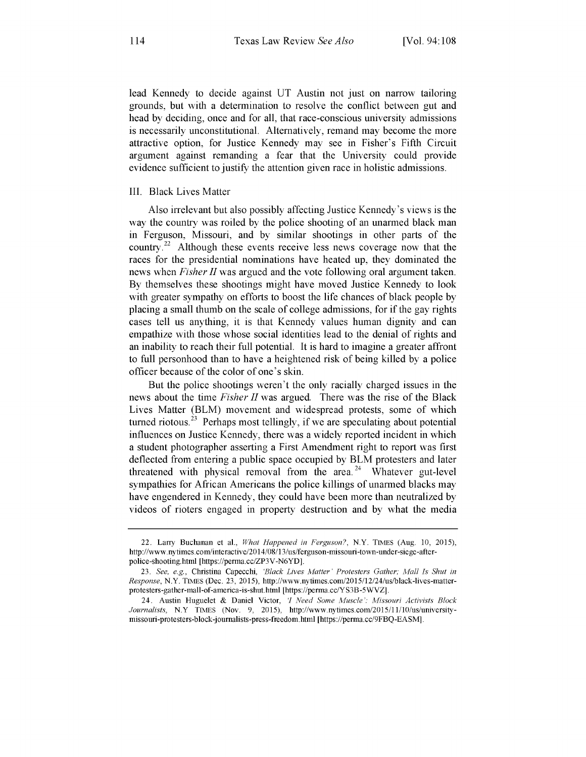lead Kennedy to decide against UT Austin not just on narrow tailoring grounds, but with a determination to resolve the conflict between gut and head by deciding, once and for all, that race-conscious university admissions is necessarily unconstitutional. Alternatively, remand may become the more attractive option, for Justice Kennedy may see in Fisher's Fifth Circuit argument against remanding a fear that the University could provide evidence sufficient to justify the attention given race in holistic admissions.

## III. Black Lives Matter

Also irrelevant but also possibly affecting Justice Kennedy's views is the way the country was roiled by the police shooting of an unarmed black man in Ferguson, Missouri, and by similar shootings in other parts of the country.[22] Although these events receive less news coverage now that the races for the presidential nominations have heated up, they dominated the news when *Fisher II* was argued and the vote following oral argument taken. By themselves these shootings might have moved Justice Kennedy to look with greater sympathy on efforts to boost the life chances of black people by placing a small thumb on the scale of college admissions, for if the gay rights cases tell us anything, it is that Kennedy values human dignity and can empathize with those whose social identities lead to the denial of rights and an inability to reach their full potential. It is hard to imagine a greater affront to full personhood than to have a heightened risk of being killed by a police officer because of the color of one's skin.

But the police shootings weren't the only racially charged issues in the news about the time *Fisher II* was argued. There was the rise of the Black Lives Matter (BLM) movement and widespread protests, some of which turned riotous.[23] Perhaps most tellingly, if we are speculating about potential influences on Justice Kennedy, there was a widely reported incident in which a student photographer asserting a First Amendment right to report was first deflected from entering a public space occupied by BLM protesters and later threatened with physical removal from the area.[24] Whatever gut-level sympathies for African Americans the police killings of unarmed blacks may have engendered in Kennedy, they could have been more than neutralized by videos of rioters engaged in property destruction and by what the media

---

22. Larry Buchanan et al., *What Happened in Ferguson?*, N.Y. TIMES (Aug. 10, 2015), http://www.nytimes.com/interactive/2014/08/13/us/ferguson-missouri-town-under-siege-after-police-shooting.html [https://perma.cc/ZP3V-N6YD].

23. *See, e.g.*, Christina Capecchi, *'Black Lives Matter' Protesters Gather; Mall Is Shut in Response*, N.Y. TIMES (Dec. 23, 2015), http://www.nytimes.com/2015/12/24/us/black-lives-matter-protesters-gather-mall-of-america-is-shut.html [https://perma.cc/YS3B-5WVZ].

24. Austin Huguelet & Daniel Victor, *'I Need Some Muscle': Missouri Activists Block Journalists*, N.Y TIMES (Nov. 9, 2015), http://www.nytimes.com/2015/11/10/us/university-missouri-protesters-block-journalists-press-freedom.html [https://perma.cc/9FBQ-EASM].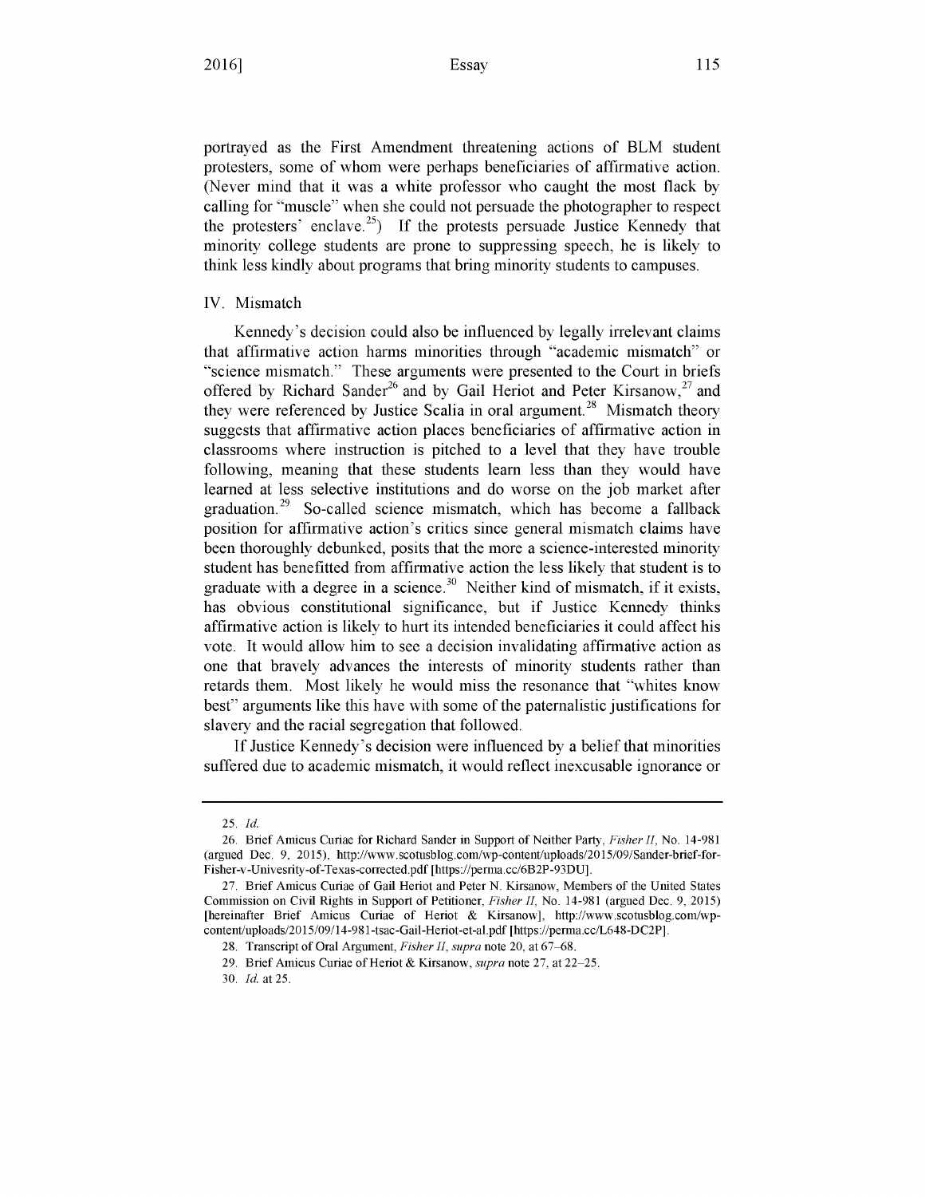portrayed as the First Amendment threatening actions of BLM student protesters, some of whom were perhaps beneficiaries of affirmative action. (Never mind that it was a white professor who caught the most flack by calling for "muscle" when she could not persuade the photographer to respect the protesters' enclave.[25]) If the protests persuade Justice Kennedy that minority college students are prone to suppressing speech, he is likely to think less kindly about programs that bring minority students to campuses.

## IV. Mismatch

Kennedy's decision could also be influenced by legally irrelevant claims that affirmative action harms minorities through "academic mismatch" or "science mismatch." These arguments were presented to the Court in briefs offered by Richard Sander[26] and by Gail Heriot and Peter Kirsanow,[27] and they were referenced by Justice Scalia in oral argument.[28] Mismatch theory suggests that affirmative action places beneficiaries of affirmative action in classrooms where instruction is pitched to a level that they have trouble following, meaning that these students learn less than they would have learned at less selective institutions and do worse on the job market after graduation.[29] So-called science mismatch, which has become a fallback position for affirmative action's critics since general mismatch claims have been thoroughly debunked, posits that the more a science-interested minority student has benefitted from affirmative action the less likely that student is to graduate with a degree in a science.[30] Neither kind of mismatch, if it exists, has obvious constitutional significance, but if Justice Kennedy thinks affirmative action is likely to hurt its intended beneficiaries it could affect his vote. It would allow him to see a decision invalidating affirmative action as one that bravely advances the interests of minority students rather than retards them. Most likely he would miss the resonance that "whites know best" arguments like this have with some of the paternalistic justifications for slavery and the racial segregation that followed.

If Justice Kennedy's decision were influenced by a belief that minorities suffered due to academic mismatch, it would reflect inexcusable ignorance or

---

25. *Id.*

26. Brief Amicus Curiae for Richard Sander in Support of Neither Party, *Fisher II*, No. 14-981 (argued Dec. 9, 2015), http://www.scotusblog.com/wp-content/uploads/2015/09/Sander-brief-for-Fisher-v-Univesrity-of-Texas-corrected.pdf [https://perma.cc/6B2P-93DU].

27. Brief Amicus Curiae of Gail Heriot and Peter N. Kirsanow, Members of the United States Commission on Civil Rights in Support of Petitioner, *Fisher II*, No. 14-981 (argued Dec. 9, 2015) [hereinafter Brief Amicus Curiae of Heriot & Kirsanow], http://www.scotusblog.com/wp-content/uploads/2015/09/14-981-tsac-Gail-Heriot-et-al.pdf [https://perma.cc/L648-DC2P].

28. Transcript of Oral Argument, *Fisher II*, *supra* note 20, at 67–68.

29. Brief Amicus Curiae of Heriot & Kirsanow, *supra* note 27, at 22–25.

30. *Id.* at 25.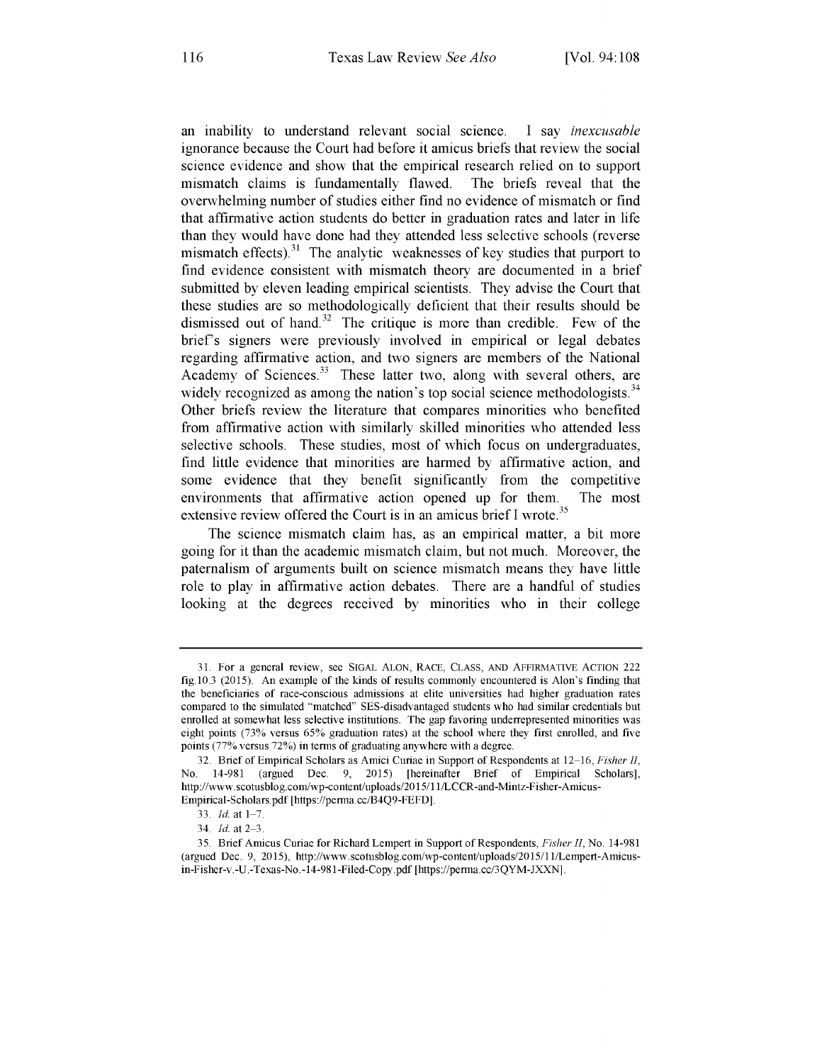an inability to understand relevant social science. I say *inexcusable* ignorance because the Court had before it amicus briefs that review the social science evidence and show that the empirical research relied on to support mismatch claims is fundamentally flawed. The briefs reveal that the overwhelming number of studies either find no evidence of mismatch or find that affirmative action students do better in graduation rates and later in life than they would have done had they attended less selective schools (reverse mismatch effects).[31] The analytic weaknesses of key studies that purport to find evidence consistent with mismatch theory are documented in a brief submitted by eleven leading empirical scientists. They advise the Court that these studies are so methodologically deficient that their results should be dismissed out of hand.[32] The critique is more than credible. Few of the brief's signers were previously involved in empirical or legal debates regarding affirmative action, and two signers are members of the National Academy of Sciences.[33] These latter two, along with several others, are widely recognized as among the nation's top social science methodologists.[34] Other briefs review the literature that compares minorities who benefited from affirmative action with similarly skilled minorities who attended less selective schools. These studies, most of which focus on undergraduates, find little evidence that minorities are harmed by affirmative action, and some evidence that they benefit significantly from the competitive environments that affirmative action opened up for them. The most extensive review offered the Court is in an amicus brief I wrote.[35]

The science mismatch claim has, as an empirical matter, a bit more going for it than the academic mismatch claim, but not much. Moreover, the paternalism of arguments built on science mismatch means they have little role to play in affirmative action debates. There are a handful of studies looking at the degrees received by minorities who in their college

---

31. For a general review, see SIGAL ALON, RACE, CLASS, AND AFFIRMATIVE ACTION 222 fig.10.3 (2015). An example of the kinds of results commonly encountered is Alon's finding that the beneficiaries of race-conscious admissions at elite universities had higher graduation rates compared to the simulated "matched" SES-disadvantaged students who had similar credentials but enrolled at somewhat less selective institutions. The gap favoring underrepresented minorities was eight points (73% versus 65% graduation rates) at the school where they first enrolled, and five points (77% versus 72%) in terms of graduating anywhere with a degree.

32. Brief of Empirical Scholars as Amici Curiae in Support of Respondents at 12–16, *Fisher II*, No. 14-981 (argued Dec. 9, 2015) [hereinafter Brief of Empirical Scholars], http://www.scotusblog.com/wp-content/uploads/2015/11/LCCR-and-Mintz-Fisher-Amicus-Empirical-Scholars.pdf [https://perma.cc/B4Q9-FEFD].

33. *Id.* at 1–7.

34. *Id.* at 2–3.

35. Brief Amicus Curiae for Richard Lempert in Support of Respondents, *Fisher II*, No. 14-981 (argued Dec. 9, 2015), http://www.scotusblog.com/wp-content/uploads/2015/11/Lempert-Amicus-in-Fisher-v.-U.-Texas-No.-14-981-Filed-Copy.pdf [https://perma.cc/3QYM-JXXN].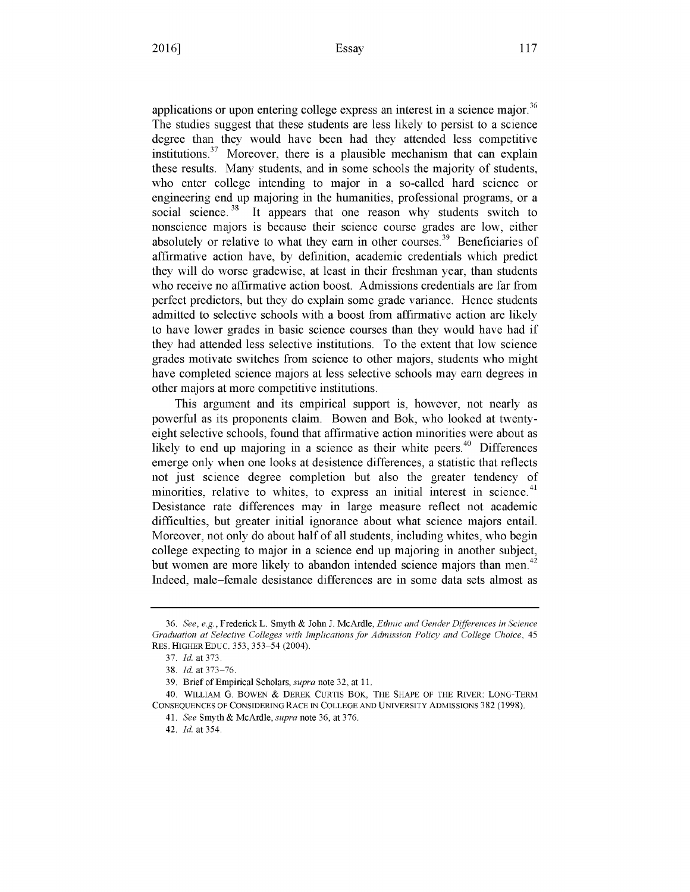applications or upon entering college express an interest in a science major.[36] The studies suggest that these students are less likely to persist to a science degree than they would have been had they attended less competitive institutions.[37] Moreover, there is a plausible mechanism that can explain these results. Many students, and in some schools the majority of students, who enter college intending to major in a so-called hard science or engineering end up majoring in the humanities, professional programs, or a social science.[38] It appears that one reason why students switch to nonscience majors is because their science course grades are low, either absolutely or relative to what they earn in other courses.[39] Beneficiaries of affirmative action have, by definition, academic credentials which predict they will do worse gradewise, at least in their freshman year, than students who receive no affirmative action boost. Admissions credentials are far from perfect predictors, but they do explain some grade variance. Hence students admitted to selective schools with a boost from affirmative action are likely to have lower grades in basic science courses than they would have had if they had attended less selective institutions. To the extent that low science grades motivate switches from science to other majors, students who might have completed science majors at less selective schools may earn degrees in other majors at more competitive institutions.

This argument and its empirical support is, however, not nearly as powerful as its proponents claim. Bowen and Bok, who looked at twenty-eight selective schools, found that affirmative action minorities were about as likely to end up majoring in a science as their white peers.[40] Differences emerge only when one looks at desistence differences, a statistic that reflects not just science degree completion but also the greater tendency of minorities, relative to whites, to express an initial interest in science.[41] Desistance rate differences may in large measure reflect not academic difficulties, but greater initial ignorance about what science majors entail. Moreover, not only do about half of all students, including whites, who begin college expecting to major in a science end up majoring in another subject, but women are more likely to abandon intended science majors than men.[42] Indeed, male–female desistance differences are in some data sets almost as

---

36. *See, e.g.*, Frederick L. Smyth & John J. McArdle, *Ethnic and Gender Differences in Science Graduation at Selective Colleges with Implications for Admission Policy and College Choice*, 45 RES. HIGHER EDUC. 353, 353–54 (2004).

37. *Id.* at 373.

38. *Id.* at 373–76.

39. Brief of Empirical Scholars, *supra* note 32, at 11.

40. WILLIAM G. BOWEN & DEREK CURTIS BOK, THE SHAPE OF THE RIVER: LONG-TERM CONSEQUENCES OF CONSIDERING RACE IN COLLEGE AND UNIVERSITY ADMISSIONS 382 (1998).

41. *See* Smyth & McArdle, *supra* note 36, at 376.

42. *Id.* at 354.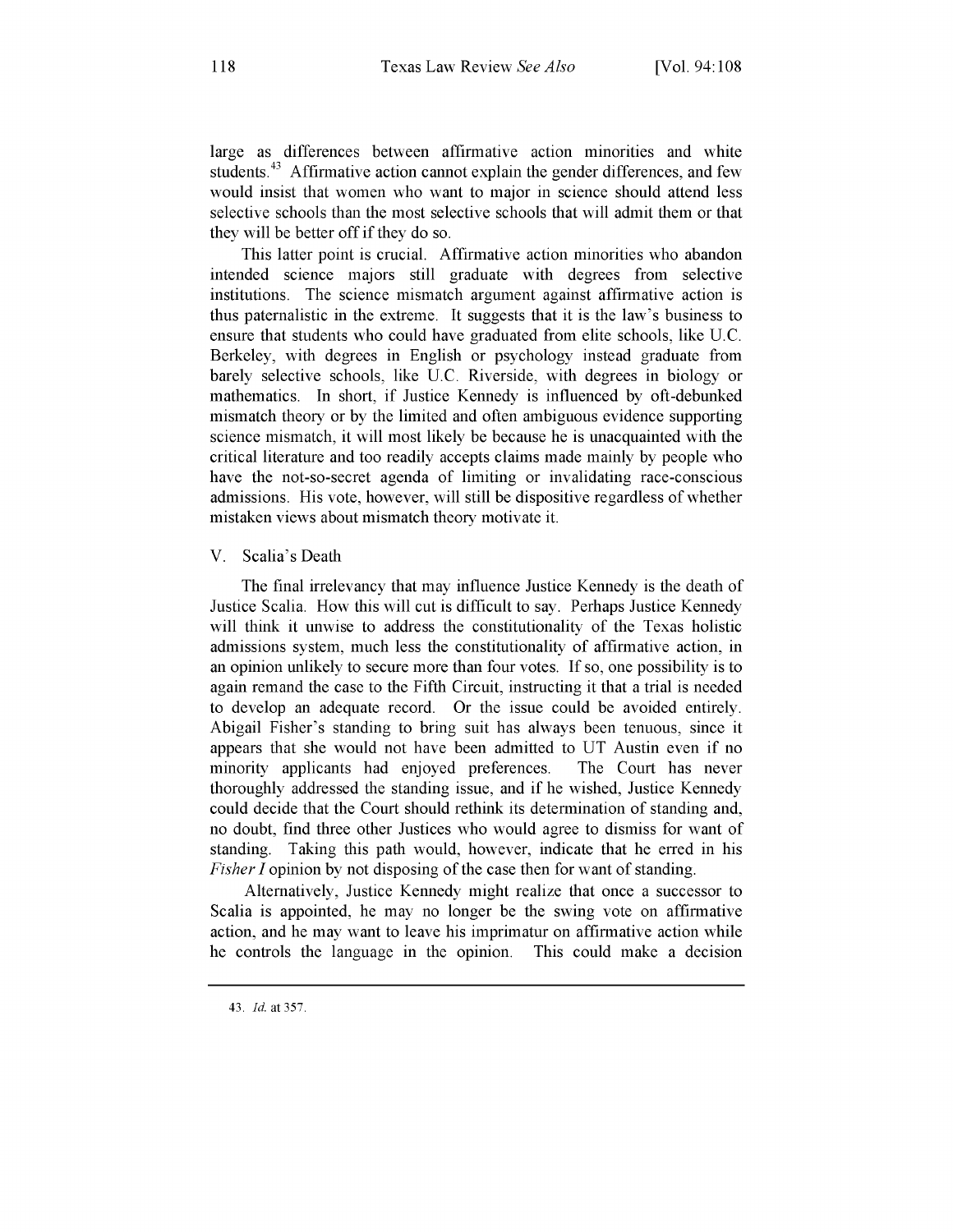large as differences between affirmative action minorities and white students.[43] Affirmative action cannot explain the gender differences, and few would insist that women who want to major in science should attend less selective schools than the most selective schools that will admit them or that they will be better off if they do so.

This latter point is crucial. Affirmative action minorities who abandon intended science majors still graduate with degrees from selective institutions. The science mismatch argument against affirmative action is thus paternalistic in the extreme. It suggests that it is the law's business to ensure that students who could have graduated from elite schools, like U.C. Berkeley, with degrees in English or psychology instead graduate from barely selective schools, like U.C. Riverside, with degrees in biology or mathematics. In short, if Justice Kennedy is influenced by oft-debunked mismatch theory or by the limited and often ambiguous evidence supporting science mismatch, it will most likely be because he is unacquainted with the critical literature and too readily accepts claims made mainly by people who have the not-so-secret agenda of limiting or invalidating race-conscious admissions. His vote, however, will still be dispositive regardless of whether mistaken views about mismatch theory motivate it.

## V. Scalia's Death

The final irrelevancy that may influence Justice Kennedy is the death of Justice Scalia. How this will cut is difficult to say. Perhaps Justice Kennedy will think it unwise to address the constitutionality of the Texas holistic admissions system, much less the constitutionality of affirmative action, in an opinion unlikely to secure more than four votes. If so, one possibility is to again remand the case to the Fifth Circuit, instructing it that a trial is needed to develop an adequate record. Or the issue could be avoided entirely. Abigail Fisher's standing to bring suit has always been tenuous, since it appears that she would not have been admitted to UT Austin even if no minority applicants had enjoyed preferences. The Court has never thoroughly addressed the standing issue, and if he wished, Justice Kennedy could decide that the Court should rethink its determination of standing and, no doubt, find three other Justices who would agree to dismiss for want of standing. Taking this path would, however, indicate that he erred in his *Fisher I* opinion by not disposing of the case then for want of standing.

Alternatively, Justice Kennedy might realize that once a successor to Scalia is appointed, he may no longer be the swing vote on affirmative action, and he may want to leave his imprimatur on affirmative action while he controls the language in the opinion. This could make a decision

43. *Id.* at 357.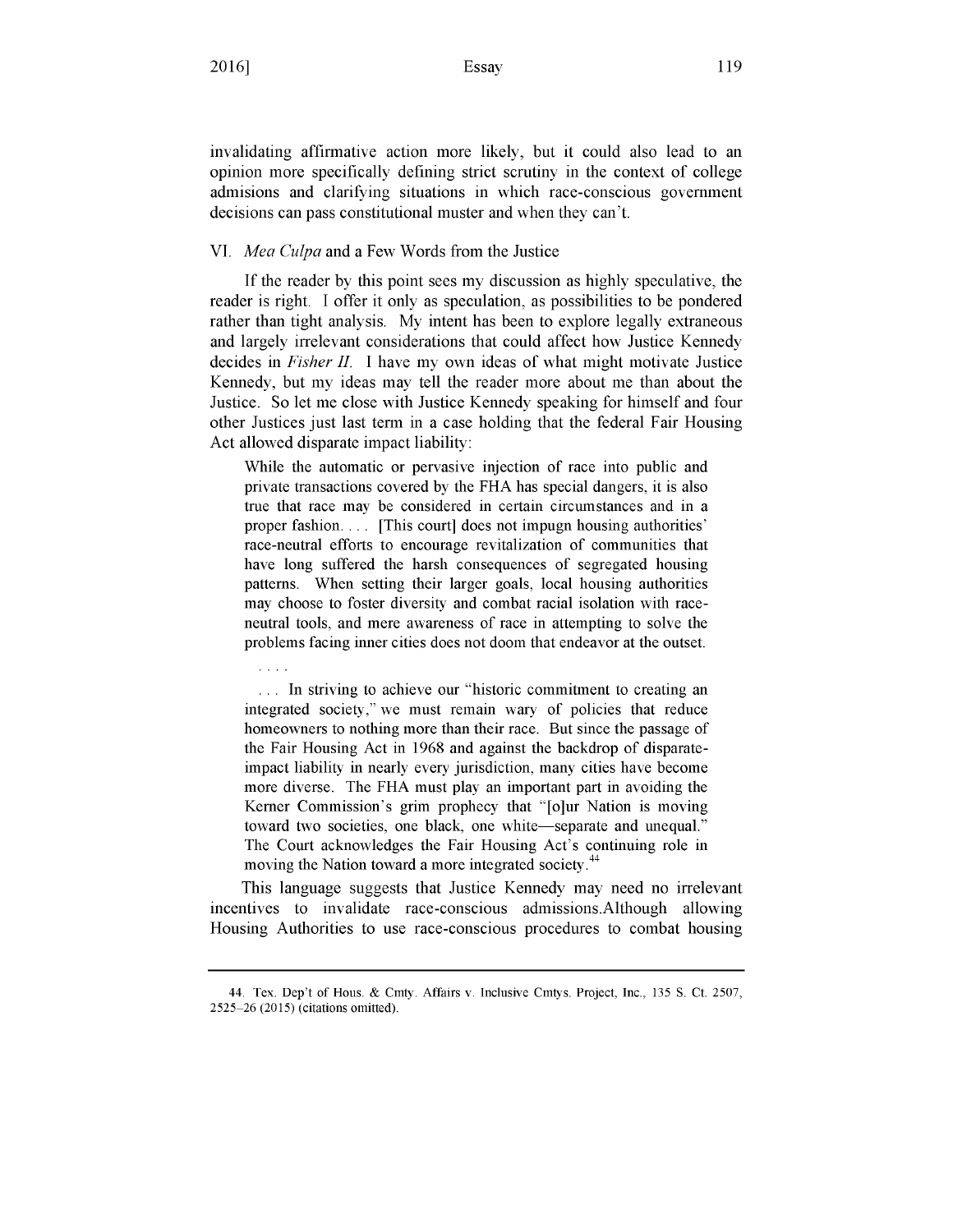invalidating affirmative action more likely, but it could also lead to an opinion more specifically defining strict scrutiny in the context of college admisions and clarifying situations in which race-conscious government decisions can pass constitutional muster and when they can't.

## VI. *Mea Culpa* and a Few Words from the Justice

If the reader by this point sees my discussion as highly speculative, the reader is right. I offer it only as speculation, as possibilities to be pondered rather than tight analysis. My intent has been to explore legally extraneous and largely irrelevant considerations that could affect how Justice Kennedy decides in *Fisher II*. I have my own ideas of what might motivate Justice Kennedy, but my ideas may tell the reader more about me than about the Justice. So let me close with Justice Kennedy speaking for himself and four other Justices just last term in a case holding that the federal Fair Housing Act allowed disparate impact liability:

> While the automatic or pervasive injection of race into public and private transactions covered by the FHA has special dangers, it is also true that race may be considered in certain circumstances and in a proper fashion. . . . [This court] does not impugn housing authorities' race-neutral efforts to encourage revitalization of communities that have long suffered the harsh consequences of segregated housing patterns. When setting their larger goals, local housing authorities may choose to foster diversity and combat racial isolation with race-neutral tools, and mere awareness of race in attempting to solve the problems facing inner cities does not doom that endeavor at the outset.
>
> . . . .
>
> . . . In striving to achieve our "historic commitment to creating an integrated society," we must remain wary of policies that reduce homeowners to nothing more than their race. But since the passage of the Fair Housing Act in 1968 and against the backdrop of disparate-impact liability in nearly every jurisdiction, many cities have become more diverse. The FHA must play an important part in avoiding the Kerner Commission's grim prophecy that "[o]ur Nation is moving toward two societies, one black, one white—separate and unequal." The Court acknowledges the Fair Housing Act's continuing role in moving the Nation toward a more integrated society.[44]

This language suggests that Justice Kennedy may need no irrelevant incentives to invalidate race-conscious admissions.Although allowing Housing Authorities to use race-conscious procedures to combat housing

---

44. Tex. Dep't of Hous. & Cmty. Affairs v. Inclusive Cmtys. Project, Inc., 135 S. Ct. 2507, 2525–26 (2015) (citations omitted).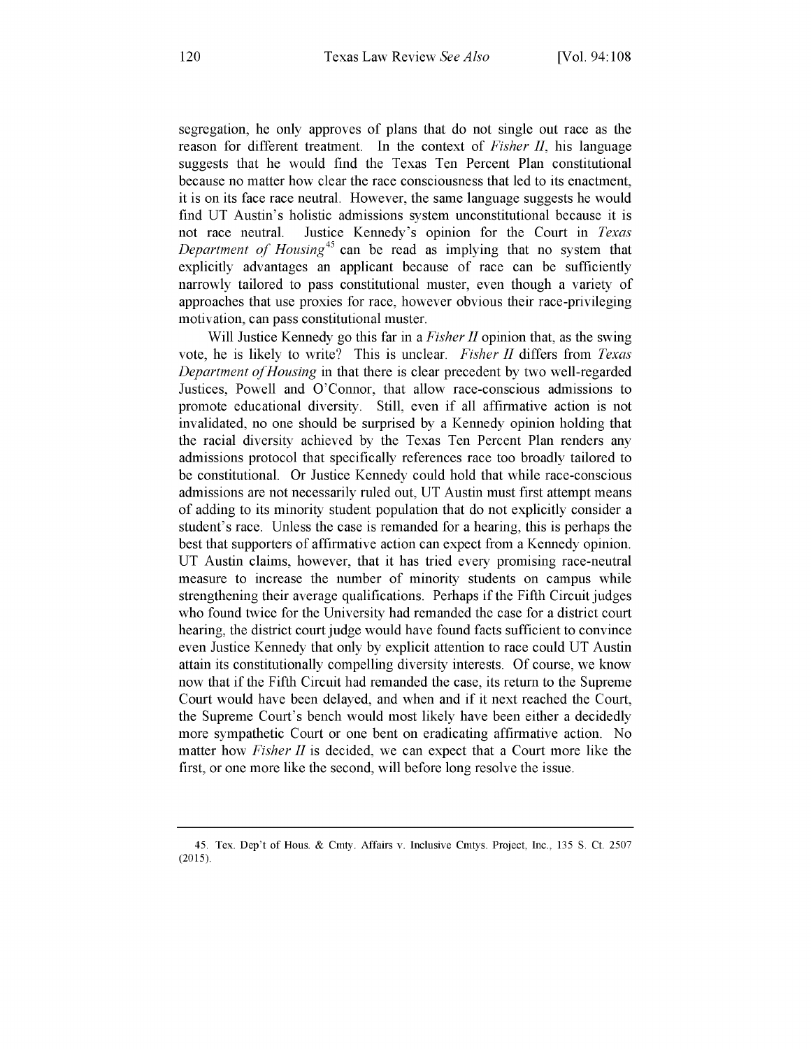segregation, he only approves of plans that do not single out race as the reason for different treatment. In the context of *Fisher II*, his language suggests that he would find the Texas Ten Percent Plan constitutional because no matter how clear the race consciousness that led to its enactment, it is on its face race neutral. However, the same language suggests he would find UT Austin's holistic admissions system unconstitutional because it is not race neutral. Justice Kennedy's opinion for the Court in *Texas Department of Housing*[45] can be read as implying that no system that explicitly advantages an applicant because of race can be sufficiently narrowly tailored to pass constitutional muster, even though a variety of approaches that use proxies for race, however obvious their race-privileging motivation, can pass constitutional muster.

Will Justice Kennedy go this far in a *Fisher II* opinion that, as the swing vote, he is likely to write? This is unclear. *Fisher II* differs from *Texas Department of Housing* in that there is clear precedent by two well-regarded Justices, Powell and O'Connor, that allow race-conscious admissions to promote educational diversity. Still, even if all affirmative action is not invalidated, no one should be surprised by a Kennedy opinion holding that the racial diversity achieved by the Texas Ten Percent Plan renders any admissions protocol that specifically references race too broadly tailored to be constitutional. Or Justice Kennedy could hold that while race-conscious admissions are not necessarily ruled out, UT Austin must first attempt means of adding to its minority student population that do not explicitly consider a student's race. Unless the case is remanded for a hearing, this is perhaps the best that supporters of affirmative action can expect from a Kennedy opinion. UT Austin claims, however, that it has tried every promising race-neutral measure to increase the number of minority students on campus while strengthening their average qualifications. Perhaps if the Fifth Circuit judges who found twice for the University had remanded the case for a district court hearing, the district court judge would have found facts sufficient to convince even Justice Kennedy that only by explicit attention to race could UT Austin attain its constitutionally compelling diversity interests. Of course, we know now that if the Fifth Circuit had remanded the case, its return to the Supreme Court would have been delayed, and when and if it next reached the Court, the Supreme Court's bench would most likely have been either a decidedly more sympathetic Court or one bent on eradicating affirmative action. No matter how *Fisher II* is decided, we can expect that a Court more like the first, or one more like the second, will before long resolve the issue.

---

45. Tex. Dep't of Hous. & Cmty. Affairs v. Inclusive Cmtys. Project, Inc., 135 S. Ct. 2507 (2015).